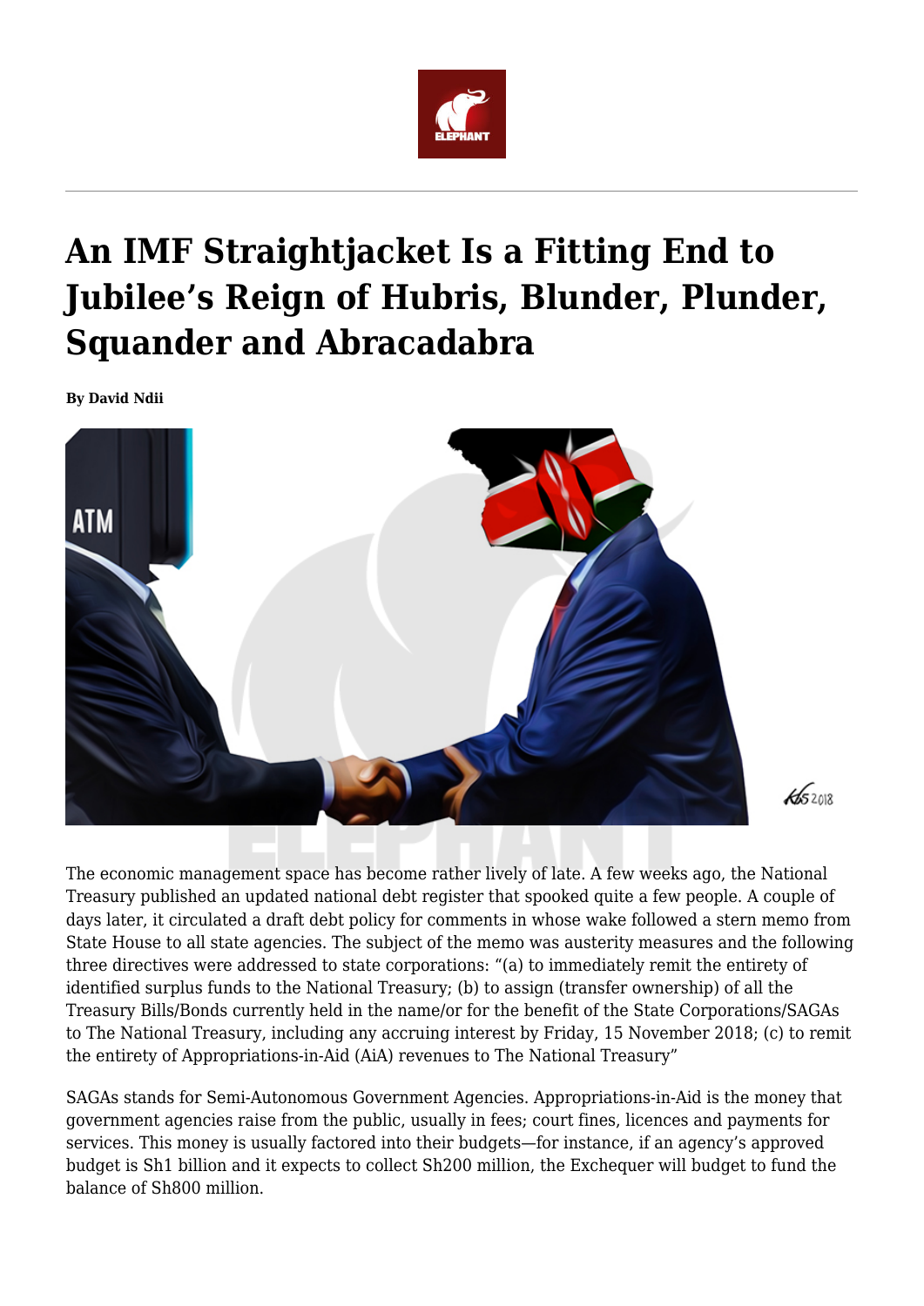# An IMF Straightjacket Is a Fitting End to Jubilee's Reign of Hubris, Blunder, Plunder, Squander and Abracadabra

**By David Ndii**

The economic management space has become rather lively of late. A few weeks ago, the National Treasury published an updated national debt register that spooked quite a few people. A couple of days later, it circulated a draft debt policy for comments in whose wake followed a stern memo from State House to all state agencies. The subject of the memo was austerity measures and the following three directives were addressed to state corporations: "(a) to immediately remit the entirety of identified surplus funds to the National Treasury; (b) to assign (transfer ownership) of all the Treasury Bills/Bonds currently held in the name/or for the benefit of the State Corporations/SAGAs to The National Treasury, including any accruing interest by Friday, 15 November 2018; (c) to remit the entirety of Appropriations-in-Aid (AiA) revenues to The National Treasury"

SAGAs stands for Semi-Autonomous Government Agencies. Appropriations-in-Aid is the money that government agencies raise from the public, usually in fees; court fines, licences and payments for services. This money is usually factored into their budgets—for instance, if an agency's approved budget is Sh1 billion and it expects to collect Sh200 million, the Exchequer will budget to fund the balance of Sh800 million.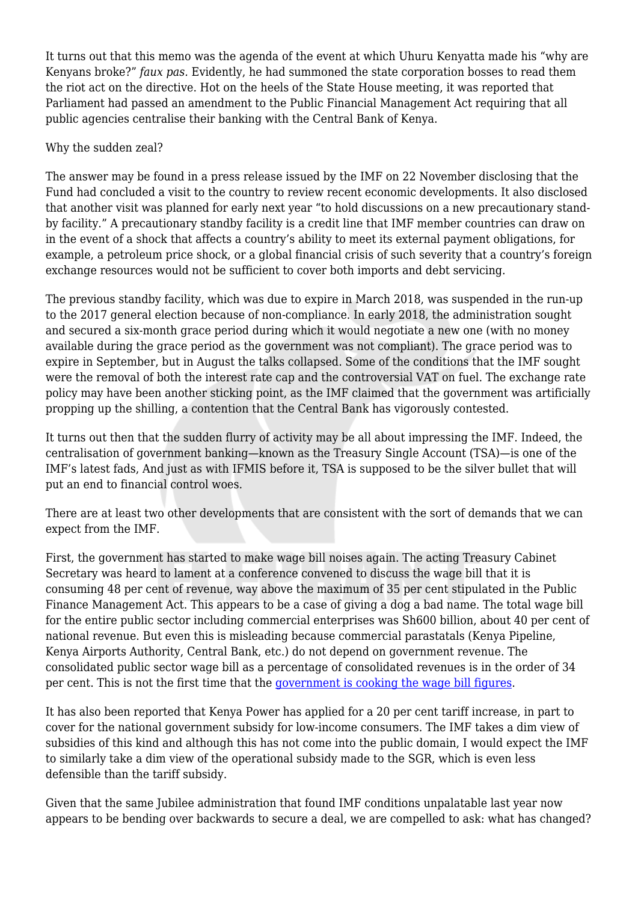It turns out that this memo was the agenda of the event at which Uhuru Kenyatta made his “why are Kenyans broke?” *faux pas.* Evidently, he had summoned the state corporation bosses to read them the riot act on the directive. Hot on the heels of the State House meeting, it was reported that Parliament had passed an amendment to the Public Financial Management Act requiring that all public agencies centralise their banking with the Central Bank of Kenya.

Why the sudden zeal?

The answer may be found in a press release issued by the IMF on 22 November disclosing that the Fund had concluded a visit to the country to review recent economic developments. It also disclosed that another visit was planned for early next year “to hold discussions on a new precautionary stand-by facility.” A precautionary standby facility is a credit line that IMF member countries can draw on in the event of a shock that affects a country’s ability to meet its external payment obligations, for example, a petroleum price shock, or a global financial crisis of such severity that a country’s foreign exchange resources would not be sufficient to cover both imports and debt servicing.

The previous standby facility, which was due to expire in March 2018, was suspended in the run-up to the 2017 general election because of non-compliance. In early 2018, the administration sought and secured a six-month grace period during which it would negotiate a new one (with no money available during the grace period as the government was not compliant). The grace period was to expire in September, but in August the talks collapsed. Some of the conditions that the IMF sought were the removal of both the interest rate cap and the controversial VAT on fuel. The exchange rate policy may have been another sticking point, as the IMF claimed that the government was artificially propping up the shilling, a contention that the Central Bank has vigorously contested.

It turns out then that the sudden flurry of activity may be all about impressing the IMF. Indeed, the centralisation of government banking—known as the Treasury Single Account (TSA)—is one of the IMF’s latest fads, And just as with IFMIS before it, TSA is supposed to be the silver bullet that will put an end to financial control woes.

There are at least two other developments that are consistent with the sort of demands that we can expect from the IMF.

First, the government has started to make wage bill noises again. The acting Treasury Cabinet Secretary was heard to lament at a conference convened to discuss the wage bill that it is consuming 48 per cent of revenue, way above the maximum of 35 per cent stipulated in the Public Finance Management Act. This appears to be a case of giving a dog a bad name. The total wage bill for the entire public sector including commercial enterprises was Sh600 billion, about 40 per cent of national revenue. But even this is misleading because commercial parastatals (Kenya Pipeline, Kenya Airports Authority, Central Bank, etc.) do not depend on government revenue. The consolidated public sector wage bill as a percentage of consolidated revenues is in the order of 34 per cent. This is not the first time that the [government is cooking the wage bill figures](#).

It has also been reported that Kenya Power has applied for a 20 per cent tariff increase, in part to cover for the national government subsidy for low-income consumers. The IMF takes a dim view of subsidies of this kind and although this has not come into the public domain, I would expect the IMF to similarly take a dim view of the operational subsidy made to the SGR, which is even less defensible than the tariff subsidy.

Given that the same Jubilee administration that found IMF conditions unpalatable last year now appears to be bending over backwards to secure a deal, we are compelled to ask: what has changed?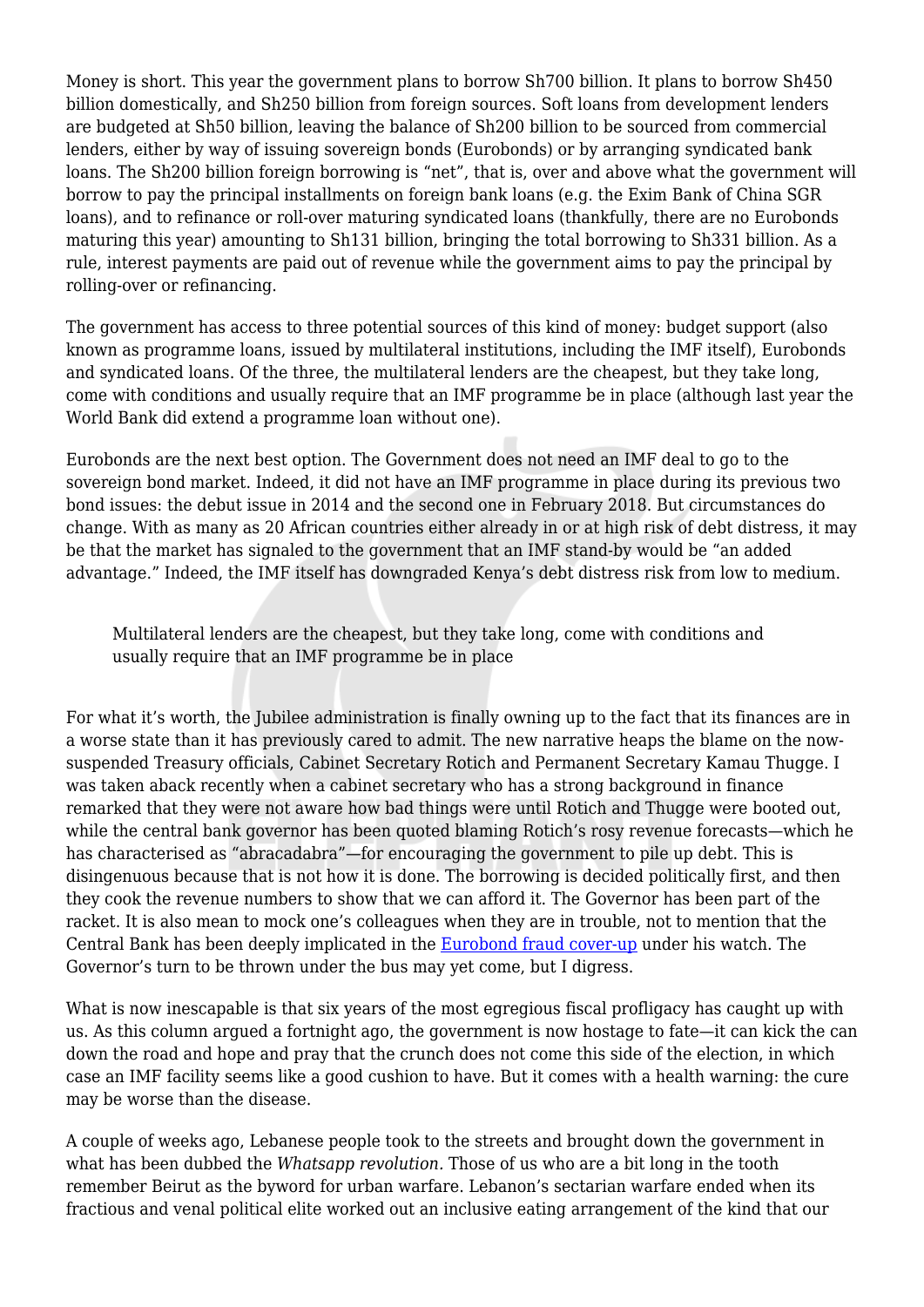Money is short. This year the government plans to borrow Sh700 billion. It plans to borrow Sh450 billion domestically, and Sh250 billion from foreign sources. Soft loans from development lenders are budgeted at Sh50 billion, leaving the balance of Sh200 billion to be sourced from commercial lenders, either by way of issuing sovereign bonds (Eurobonds) or by arranging syndicated bank loans. The Sh200 billion foreign borrowing is "net", that is, over and above what the government will borrow to pay the principal installments on foreign bank loans (e.g. the Exim Bank of China SGR loans), and to refinance or roll-over maturing syndicated loans (thankfully, there are no Eurobonds maturing this year) amounting to Sh131 billion, bringing the total borrowing to Sh331 billion. As a rule, interest payments are paid out of revenue while the government aims to pay the principal by rolling-over or refinancing.

The government has access to three potential sources of this kind of money: budget support (also known as programme loans, issued by multilateral institutions, including the IMF itself), Eurobonds and syndicated loans. Of the three, the multilateral lenders are the cheapest, but they take long, come with conditions and usually require that an IMF programme be in place (although last year the World Bank did extend a programme loan without one).

Eurobonds are the next best option. The Government does not need an IMF deal to go to the sovereign bond market. Indeed, it did not have an IMF programme in place during its previous two bond issues: the debut issue in 2014 and the second one in February 2018. But circumstances do change. With as many as 20 African countries either already in or at high risk of debt distress, it may be that the market has signaled to the government that an IMF stand-by would be "an added advantage." Indeed, the IMF itself has downgraded Kenya's debt distress risk from low to medium.

> Multilateral lenders are the cheapest, but they take long, come with conditions and usually require that an IMF programme be in place

For what it's worth, the Jubilee administration is finally owning up to the fact that its finances are in a worse state than it has previously cared to admit. The new narrative heaps the blame on the now-suspended Treasury officials, Cabinet Secretary Rotich and Permanent Secretary Kamau Thugge. I was taken aback recently when a cabinet secretary who has a strong background in finance remarked that they were not aware how bad things were until Rotich and Thugge were booted out, while the central bank governor has been quoted blaming Rotich's rosy revenue forecasts—which he has characterised as "abracadabra"—for encouraging the government to pile up debt. This is disingenuous because that is not how it is done. The borrowing is decided politically first, and then they cook the revenue numbers to show that we can afford it. The Governor has been part of the racket. It is also mean to mock one's colleagues when they are in trouble, not to mention that the Central Bank has been deeply implicated in the Eurobond fraud cover-up under his watch. The Governor's turn to be thrown under the bus may yet come, but I digress.

What is now inescapable is that six years of the most egregious fiscal profligacy has caught up with us. As this column argued a fortnight ago, the government is now hostage to fate—it can kick the can down the road and hope and pray that the crunch does not come this side of the election, in which case an IMF facility seems like a good cushion to have. But it comes with a health warning: the cure may be worse than the disease.

A couple of weeks ago, Lebanese people took to the streets and brought down the government in what has been dubbed the *Whatsapp revolution.* Those of us who are a bit long in the tooth remember Beirut as the byword for urban warfare. Lebanon's sectarian warfare ended when its fractious and venal political elite worked out an inclusive eating arrangement of the kind that our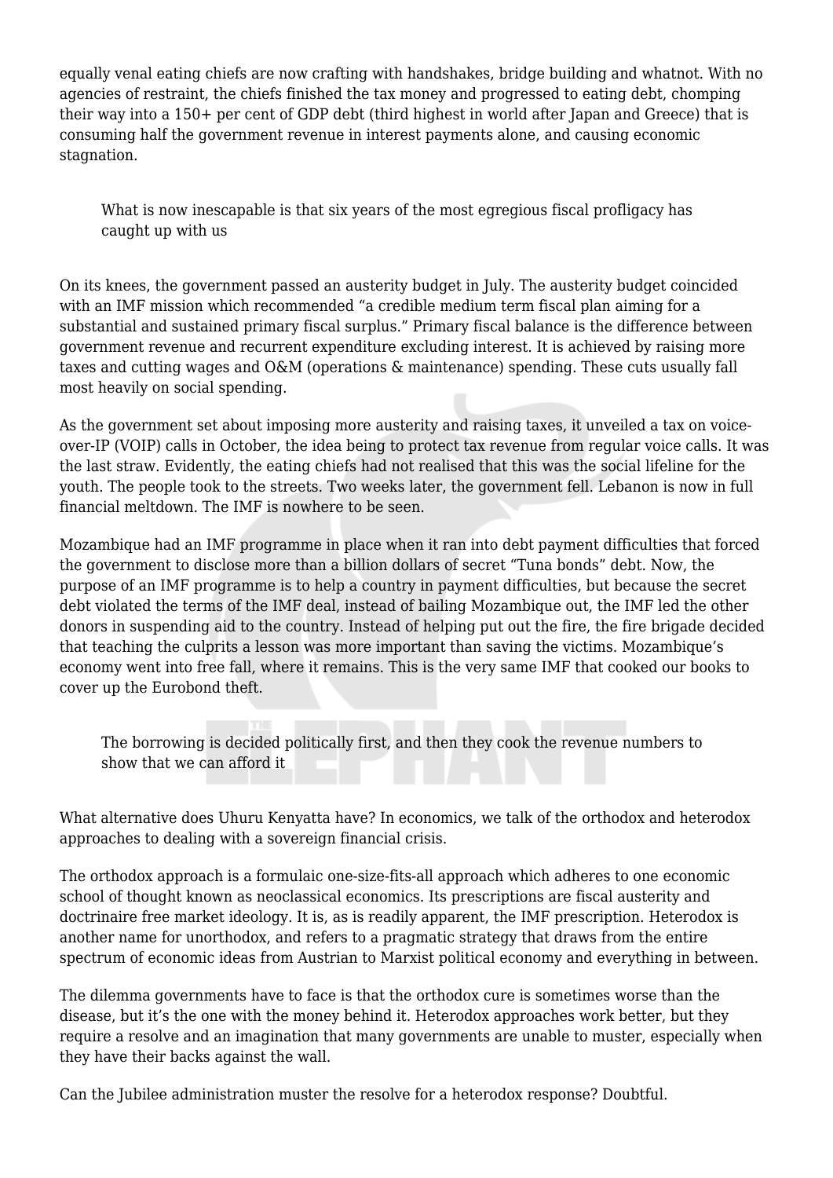equally venal eating chiefs are now crafting with handshakes, bridge building and whatnot. With no agencies of restraint, the chiefs finished the tax money and progressed to eating debt, chomping their way into a 150+ per cent of GDP debt (third highest in world after Japan and Greece) that is consuming half the government revenue in interest payments alone, and causing economic stagnation.

> What is now inescapable is that six years of the most egregious fiscal profligacy has caught up with us

On its knees, the government passed an austerity budget in July. The austerity budget coincided with an IMF mission which recommended "a credible medium term fiscal plan aiming for a substantial and sustained primary fiscal surplus." Primary fiscal balance is the difference between government revenue and recurrent expenditure excluding interest. It is achieved by raising more taxes and cutting wages and O&M (operations & maintenance) spending. These cuts usually fall most heavily on social spending.

As the government set about imposing more austerity and raising taxes, it unveiled a tax on voice-over-IP (VOIP) calls in October, the idea being to protect tax revenue from regular voice calls. It was the last straw. Evidently, the eating chiefs had not realised that this was the social lifeline for the youth. The people took to the streets. Two weeks later, the government fell. Lebanon is now in full financial meltdown. The IMF is nowhere to be seen.

Mozambique had an IMF programme in place when it ran into debt payment difficulties that forced the government to disclose more than a billion dollars of secret "Tuna bonds" debt. Now, the purpose of an IMF programme is to help a country in payment difficulties, but because the secret debt violated the terms of the IMF deal, instead of bailing Mozambique out, the IMF led the other donors in suspending aid to the country. Instead of helping put out the fire, the fire brigade decided that teaching the culprits a lesson was more important than saving the victims. Mozambique's economy went into free fall, where it remains. This is the very same IMF that cooked our books to cover up the Eurobond theft.

> The borrowing is decided politically first, and then they cook the revenue numbers to show that we can afford it

What alternative does Uhuru Kenyatta have? In economics, we talk of the orthodox and heterodox approaches to dealing with a sovereign financial crisis.

The orthodox approach is a formulaic one-size-fits-all approach which adheres to one economic school of thought known as neoclassical economics. Its prescriptions are fiscal austerity and doctrinaire free market ideology. It is, as is readily apparent, the IMF prescription. Heterodox is another name for unorthodox, and refers to a pragmatic strategy that draws from the entire spectrum of economic ideas from Austrian to Marxist political economy and everything in between.

The dilemma governments have to face is that the orthodox cure is sometimes worse than the disease, but it's the one with the money behind it. Heterodox approaches work better, but they require a resolve and an imagination that many governments are unable to muster, especially when they have their backs against the wall.

Can the Jubilee administration muster the resolve for a heterodox response? Doubtful.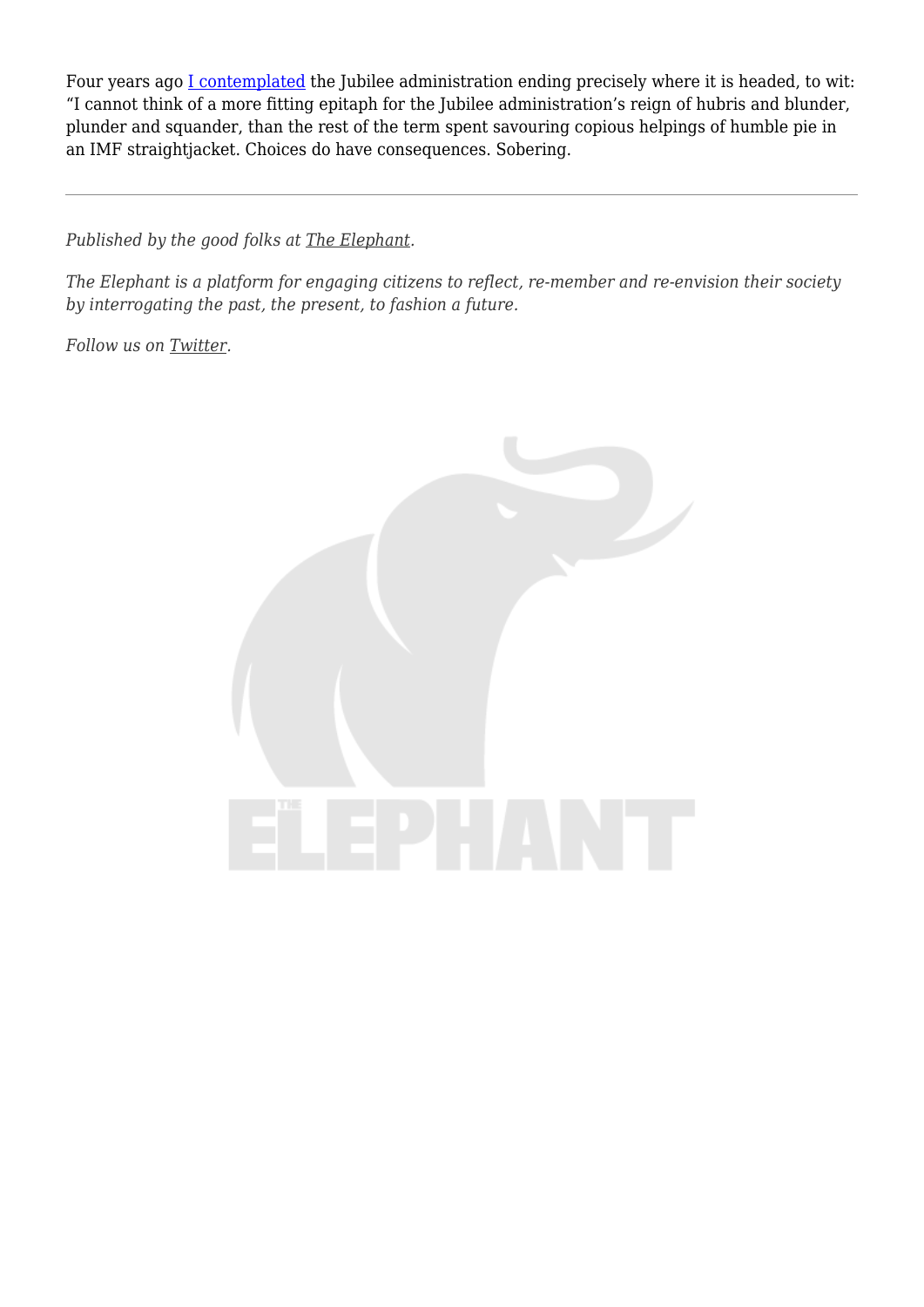Four years ago I contemplated the Jubilee administration ending precisely where it is headed, to wit: "I cannot think of a more fitting epitaph for the Jubilee administration's reign of hubris and blunder, plunder and squander, than the rest of the term spent savouring copious helpings of humble pie in an IMF straightjacket. Choices do have consequences. Sobering.

---

*Published by the good folks at The Elephant.*

*The Elephant is a platform for engaging citizens to reflect, re-member and re-envision their society by interrogating the past, the present, to fashion a future.*

*Follow us on Twitter.*